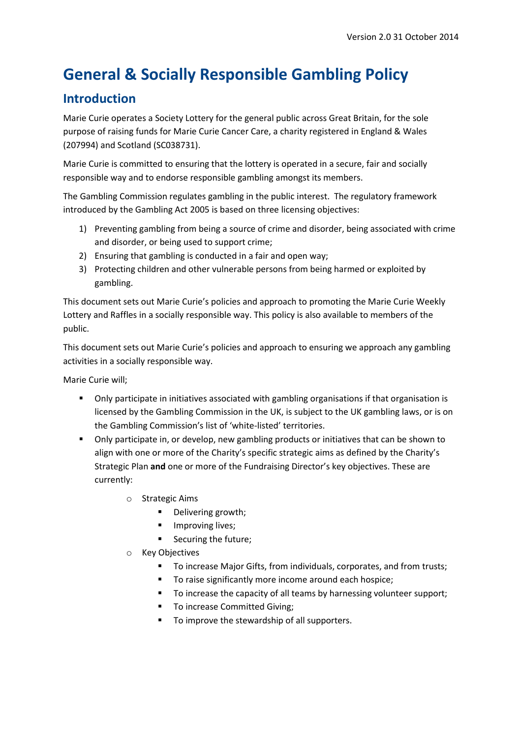Version 2.0 31 October 2014

# General & Socially Responsible Gambling Policy

## Introduction

Marie Curie operates a Society Lottery for the general public across Great Britain, for the sole purpose of raising funds for Marie Curie Cancer Care, a charity registered in England & Wales (207994) and Scotland (SC038731).

Marie Curie is committed to ensuring that the lottery is operated in a secure, fair and socially responsible way and to endorse responsible gambling amongst its members.

The Gambling Commission regulates gambling in the public interest. The regulatory framework introduced by the Gambling Act 2005 is based on three licensing objectives:

1) Preventing gambling from being a source of crime and disorder, being associated with crime and disorder, or being used to support crime;
2) Ensuring that gambling is conducted in a fair and open way;
3) Protecting children and other vulnerable persons from being harmed or exploited by gambling.

This document sets out Marie Curie's policies and approach to promoting the Marie Curie Weekly Lottery and Raffles in a socially responsible way. This policy is also available to members of the public.

This document sets out Marie Curie's policies and approach to ensuring we approach any gambling activities in a socially responsible way.

Marie Curie will;

- Only participate in initiatives associated with gambling organisations if that organisation is licensed by the Gambling Commission in the UK, is subject to the UK gambling laws, or is on the Gambling Commission's list of 'white-listed' territories.
- Only participate in, or develop, new gambling products or initiatives that can be shown to align with one or more of the Charity's specific strategic aims as defined by the Charity's Strategic Plan **and** one or more of the Fundraising Director's key objectives. These are currently:
    - Strategic Aims
        - Delivering growth;
        - Improving lives;
        - Securing the future;
    - Key Objectives
        - To increase Major Gifts, from individuals, corporates, and from trusts;
        - To raise significantly more income around each hospice;
        - To increase the capacity of all teams by harnessing volunteer support;
        - To increase Committed Giving;
        - To improve the stewardship of all supporters.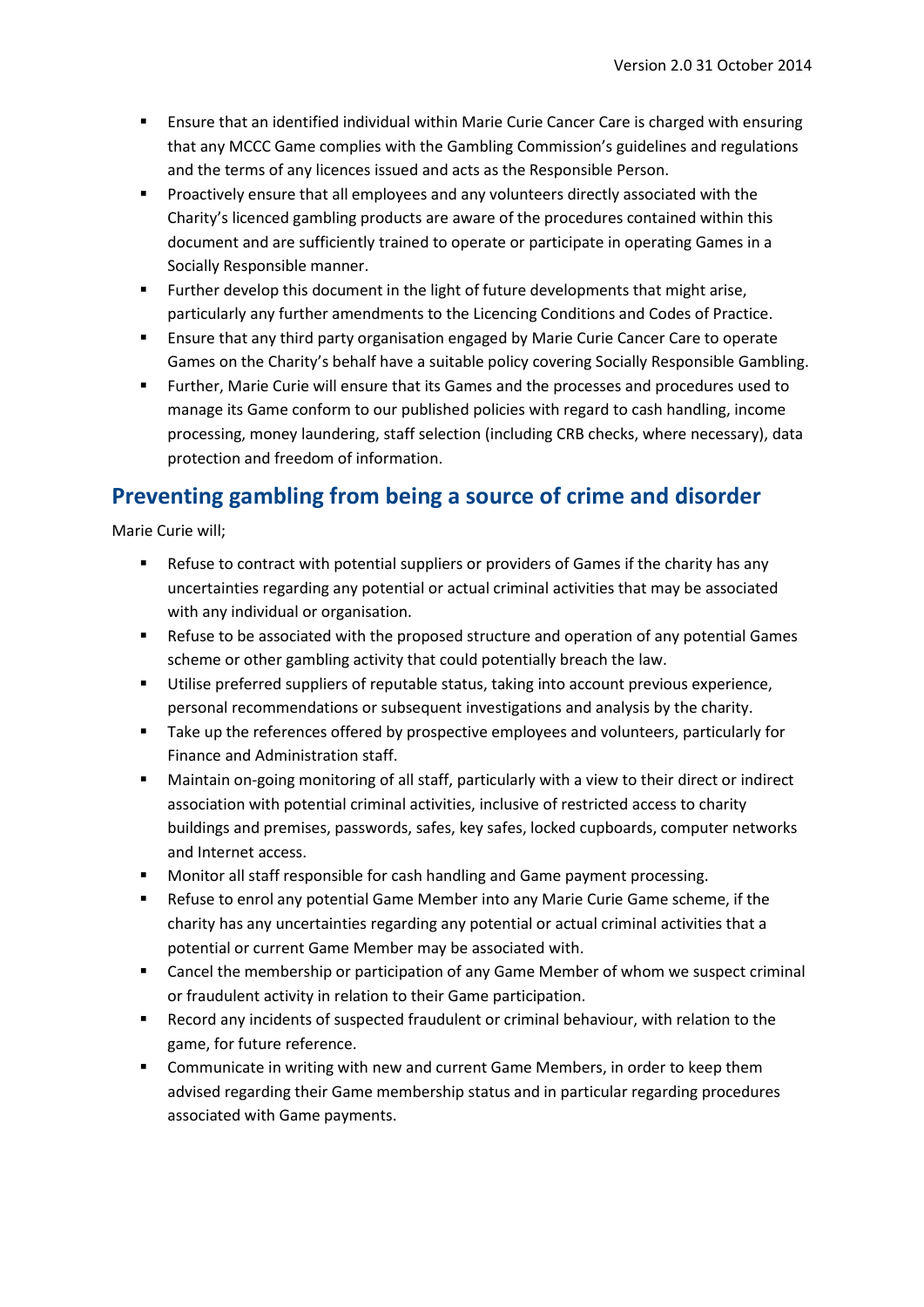- Ensure that an identified individual within Marie Curie Cancer Care is charged with ensuring that any MCCC Game complies with the Gambling Commission's guidelines and regulations and the terms of any licences issued and acts as the Responsible Person.
- Proactively ensure that all employees and any volunteers directly associated with the Charity's licenced gambling products are aware of the procedures contained within this document and are sufficiently trained to operate or participate in operating Games in a Socially Responsible manner.
- Further develop this document in the light of future developments that might arise, particularly any further amendments to the Licencing Conditions and Codes of Practice.
- Ensure that any third party organisation engaged by Marie Curie Cancer Care to operate Games on the Charity's behalf have a suitable policy covering Socially Responsible Gambling.
- Further, Marie Curie will ensure that its Games and the processes and procedures used to manage its Game conform to our published policies with regard to cash handling, income processing, money laundering, staff selection (including CRB checks, where necessary), data protection and freedom of information.

## Preventing gambling from being a source of crime and disorder

Marie Curie will;

- Refuse to contract with potential suppliers or providers of Games if the charity has any uncertainties regarding any potential or actual criminal activities that may be associated with any individual or organisation.
- Refuse to be associated with the proposed structure and operation of any potential Games scheme or other gambling activity that could potentially breach the law.
- Utilise preferred suppliers of reputable status, taking into account previous experience, personal recommendations or subsequent investigations and analysis by the charity.
- Take up the references offered by prospective employees and volunteers, particularly for Finance and Administration staff.
- Maintain on-going monitoring of all staff, particularly with a view to their direct or indirect association with potential criminal activities, inclusive of restricted access to charity buildings and premises, passwords, safes, key safes, locked cupboards, computer networks and Internet access.
- Monitor all staff responsible for cash handling and Game payment processing.
- Refuse to enrol any potential Game Member into any Marie Curie Game scheme, if the charity has any uncertainties regarding any potential or actual criminal activities that a potential or current Game Member may be associated with.
- Cancel the membership or participation of any Game Member of whom we suspect criminal or fraudulent activity in relation to their Game participation.
- Record any incidents of suspected fraudulent or criminal behaviour, with relation to the game, for future reference.
- Communicate in writing with new and current Game Members, in order to keep them advised regarding their Game membership status and in particular regarding procedures associated with Game payments.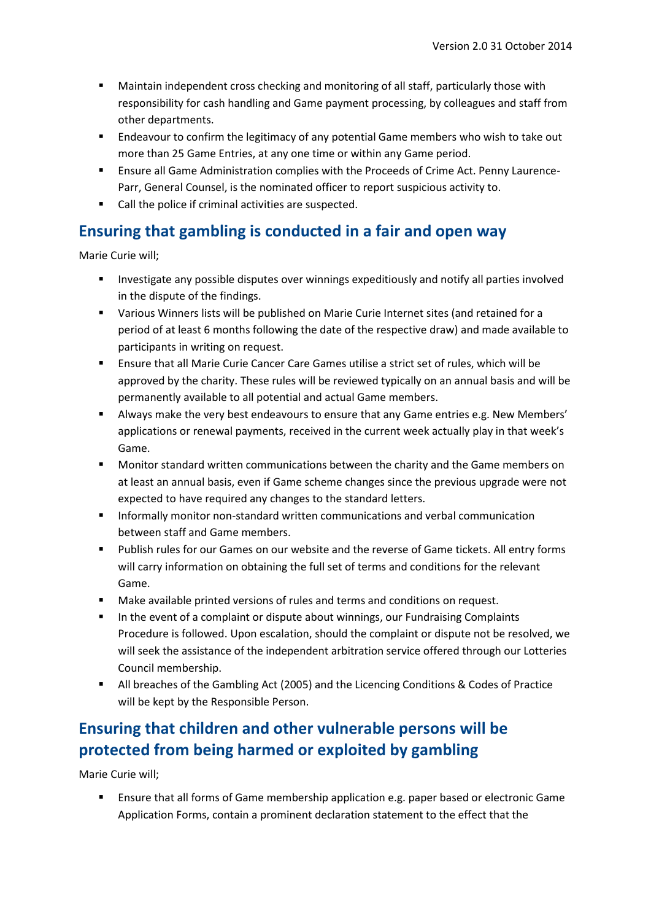- Maintain independent cross checking and monitoring of all staff, particularly those with responsibility for cash handling and Game payment processing, by colleagues and staff from other departments.
- Endeavour to confirm the legitimacy of any potential Game members who wish to take out more than 25 Game Entries, at any one time or within any Game period.
- Ensure all Game Administration complies with the Proceeds of Crime Act. Penny Laurence-Parr, General Counsel, is the nominated officer to report suspicious activity to.
- Call the police if criminal activities are suspected.

## Ensuring that gambling is conducted in a fair and open way

Marie Curie will;

- Investigate any possible disputes over winnings expeditiously and notify all parties involved in the dispute of the findings.
- Various Winners lists will be published on Marie Curie Internet sites (and retained for a period of at least 6 months following the date of the respective draw) and made available to participants in writing on request.
- Ensure that all Marie Curie Cancer Care Games utilise a strict set of rules, which will be approved by the charity. These rules will be reviewed typically on an annual basis and will be permanently available to all potential and actual Game members.
- Always make the very best endeavours to ensure that any Game entries e.g. New Members' applications or renewal payments, received in the current week actually play in that week's Game.
- Monitor standard written communications between the charity and the Game members on at least an annual basis, even if Game scheme changes since the previous upgrade were not expected to have required any changes to the standard letters.
- Informally monitor non-standard written communications and verbal communication between staff and Game members.
- Publish rules for our Games on our website and the reverse of Game tickets. All entry forms will carry information on obtaining the full set of terms and conditions for the relevant Game.
- Make available printed versions of rules and terms and conditions on request.
- In the event of a complaint or dispute about winnings, our Fundraising Complaints Procedure is followed. Upon escalation, should the complaint or dispute not be resolved, we will seek the assistance of the independent arbitration service offered through our Lotteries Council membership.
- All breaches of the Gambling Act (2005) and the Licencing Conditions & Codes of Practice will be kept by the Responsible Person.

## Ensuring that children and other vulnerable persons will be protected from being harmed or exploited by gambling

Marie Curie will;

- Ensure that all forms of Game membership application e.g. paper based or electronic Game Application Forms, contain a prominent declaration statement to the effect that the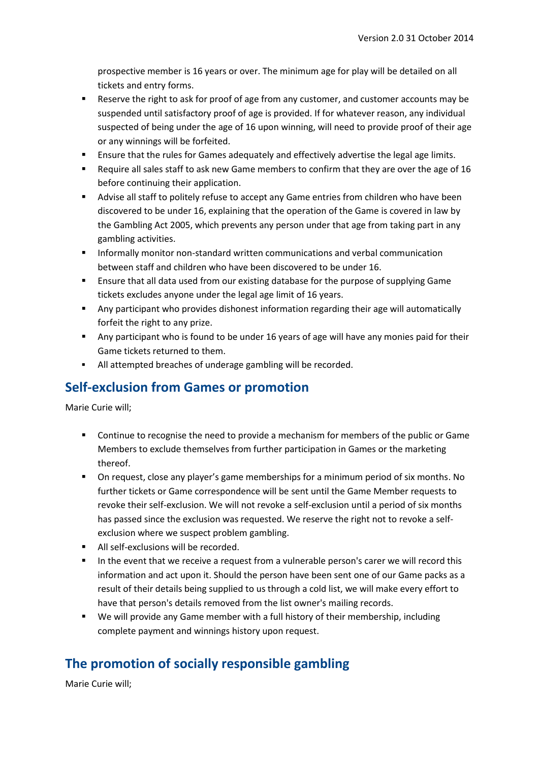prospective member is 16 years or over. The minimum age for play will be detailed on all tickets and entry forms.

- Reserve the right to ask for proof of age from any customer, and customer accounts may be suspended until satisfactory proof of age is provided. If for whatever reason, any individual suspected of being under the age of 16 upon winning, will need to provide proof of their age or any winnings will be forfeited.
- Ensure that the rules for Games adequately and effectively advertise the legal age limits.
- Require all sales staff to ask new Game members to confirm that they are over the age of 16 before continuing their application.
- Advise all staff to politely refuse to accept any Game entries from children who have been discovered to be under 16, explaining that the operation of the Game is covered in law by the Gambling Act 2005, which prevents any person under that age from taking part in any gambling activities.
- Informally monitor non-standard written communications and verbal communication between staff and children who have been discovered to be under 16.
- Ensure that all data used from our existing database for the purpose of supplying Game tickets excludes anyone under the legal age limit of 16 years.
- Any participant who provides dishonest information regarding their age will automatically forfeit the right to any prize.
- Any participant who is found to be under 16 years of age will have any monies paid for their Game tickets returned to them.
- All attempted breaches of underage gambling will be recorded.

## Self-exclusion from Games or promotion

Marie Curie will;

- Continue to recognise the need to provide a mechanism for members of the public or Game Members to exclude themselves from further participation in Games or the marketing thereof.
- On request, close any player's game memberships for a minimum period of six months. No further tickets or Game correspondence will be sent until the Game Member requests to revoke their self-exclusion. We will not revoke a self-exclusion until a period of six months has passed since the exclusion was requested. We reserve the right not to revoke a self-exclusion where we suspect problem gambling.
- All self-exclusions will be recorded.
- In the event that we receive a request from a vulnerable person's carer we will record this information and act upon it. Should the person have been sent one of our Game packs as a result of their details being supplied to us through a cold list, we will make every effort to have that person's details removed from the list owner's mailing records.
- We will provide any Game member with a full history of their membership, including complete payment and winnings history upon request.

## The promotion of socially responsible gambling

Marie Curie will;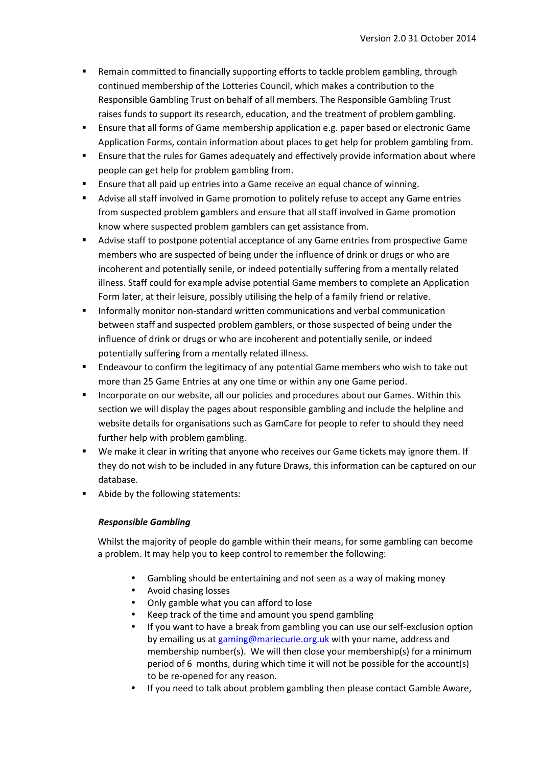- Remain committed to financially supporting efforts to tackle problem gambling, through continued membership of the Lotteries Council, which makes a contribution to the Responsible Gambling Trust on behalf of all members. The Responsible Gambling Trust raises funds to support its research, education, and the treatment of problem gambling.
- Ensure that all forms of Game membership application e.g. paper based or electronic Game Application Forms, contain information about places to get help for problem gambling from.
- Ensure that the rules for Games adequately and effectively provide information about where people can get help for problem gambling from.
- Ensure that all paid up entries into a Game receive an equal chance of winning.
- Advise all staff involved in Game promotion to politely refuse to accept any Game entries from suspected problem gamblers and ensure that all staff involved in Game promotion know where suspected problem gamblers can get assistance from.
- Advise staff to postpone potential acceptance of any Game entries from prospective Game members who are suspected of being under the influence of drink or drugs or who are incoherent and potentially senile, or indeed potentially suffering from a mentally related illness. Staff could for example advise potential Game members to complete an Application Form later, at their leisure, possibly utilising the help of a family friend or relative.
- Informally monitor non-standard written communications and verbal communication between staff and suspected problem gamblers, or those suspected of being under the influence of drink or drugs or who are incoherent and potentially senile, or indeed potentially suffering from a mentally related illness.
- Endeavour to confirm the legitimacy of any potential Game members who wish to take out more than 25 Game Entries at any one time or within any one Game period.
- Incorporate on our website, all our policies and procedures about our Games. Within this section we will display the pages about responsible gambling and include the helpline and website details for organisations such as GamCare for people to refer to should they need further help with problem gambling.
- We make it clear in writing that anyone who receives our Game tickets may ignore them. If they do not wish to be included in any future Draws, this information can be captured on our database.
- Abide by the following statements:

***Responsible Gambling***

Whilst the majority of people do gamble within their means, for some gambling can become a problem. It may help you to keep control to remember the following:

- Gambling should be entertaining and not seen as a way of making money
- Avoid chasing losses
- Only gamble what you can afford to lose
- Keep track of the time and amount you spend gambling
- If you want to have a break from gambling you can use our self-exclusion option by emailing us at gaming@mariecurie.org.uk with your name, address and membership number(s). We will then close your membership(s) for a minimum period of 6 months, during which time it will not be possible for the account(s) to be re-opened for any reason.
- If you need to talk about problem gambling then please contact Gamble Aware,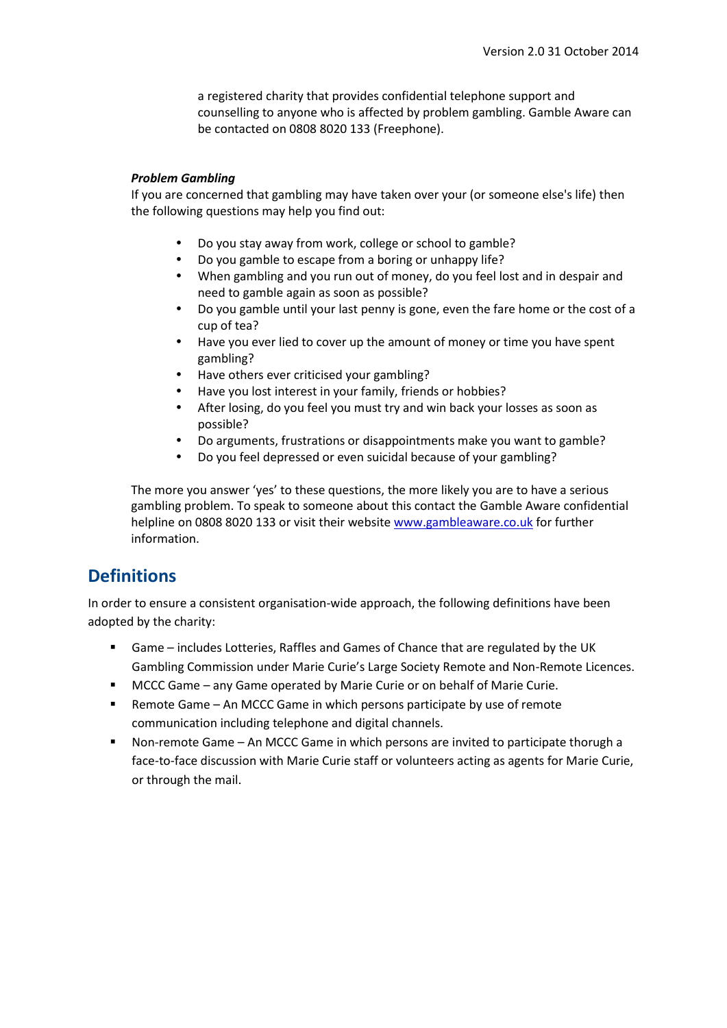a registered charity that provides confidential telephone support and counselling to anyone who is affected by problem gambling. Gamble Aware can be contacted on 0808 8020 133 (Freephone).

***Problem Gambling***

If you are concerned that gambling may have taken over your (or someone else's life) then the following questions may help you find out:

- Do you stay away from work, college or school to gamble?
- Do you gamble to escape from a boring or unhappy life?
- When gambling and you run out of money, do you feel lost and in despair and need to gamble again as soon as possible?
- Do you gamble until your last penny is gone, even the fare home or the cost of a cup of tea?
- Have you ever lied to cover up the amount of money or time you have spent gambling?
- Have others ever criticised your gambling?
- Have you lost interest in your family, friends or hobbies?
- After losing, do you feel you must try and win back your losses as soon as possible?
- Do arguments, frustrations or disappointments make you want to gamble?
- Do you feel depressed or even suicidal because of your gambling?

The more you answer 'yes' to these questions, the more likely you are to have a serious gambling problem. To speak to someone about this contact the Gamble Aware confidential helpline on 0808 8020 133 or visit their website www.gambleaware.co.uk for further information.

## Definitions

In order to ensure a consistent organisation-wide approach, the following definitions have been adopted by the charity:

- Game – includes Lotteries, Raffles and Games of Chance that are regulated by the UK Gambling Commission under Marie Curie's Large Society Remote and Non-Remote Licences.
- MCCC Game – any Game operated by Marie Curie or on behalf of Marie Curie.
- Remote Game – An MCCC Game in which persons participate by use of remote communication including telephone and digital channels.
- Non-remote Game – An MCCC Game in which persons are invited to participate thorugh a face-to-face discussion with Marie Curie staff or volunteers acting as agents for Marie Curie, or through the mail.